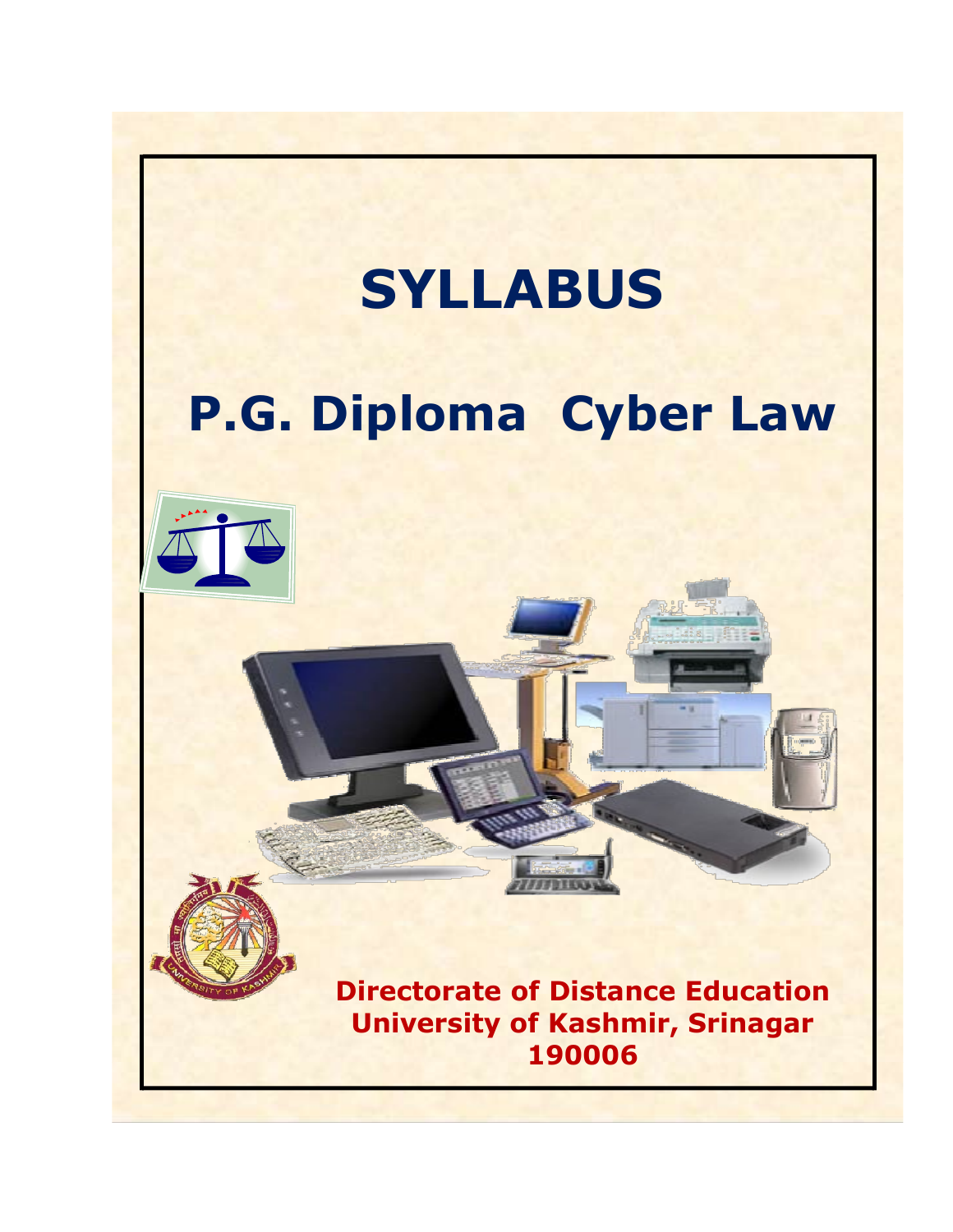# SYLLABUS

# P.G. Diploma Cyber Law

**Directorate of Distance Education**
**University of Kashmir, Srinagar**
**190006**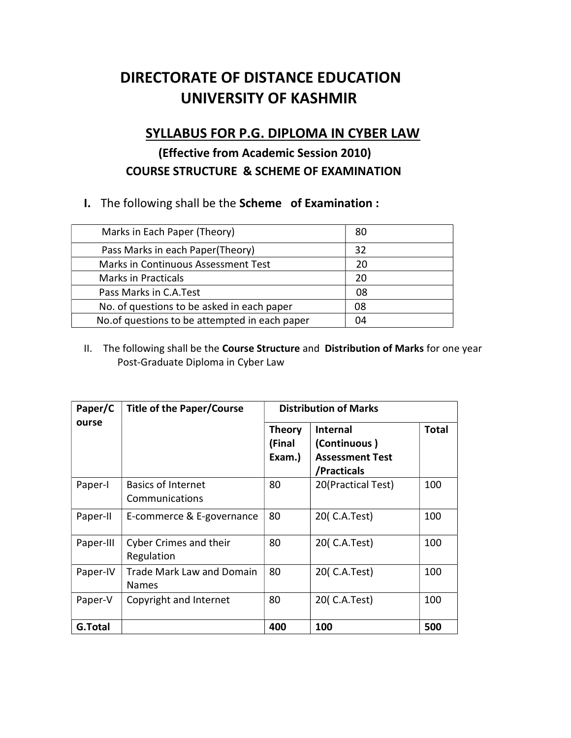# DIRECTORATE OF DISTANCE EDUCATION
# UNIVERSITY OF KASHMIR

## SYLLABUS FOR P.G. DIPLOMA IN CYBER LAW

### (Effective from Academic Session 2010)

### COURSE STRUCTURE & SCHEME OF EXAMINATION

**I.** The following shall be the **Scheme of Examination :**

| | |
|---|---|
| Marks in Each Paper (Theory) | 80 |
| Pass Marks in each Paper(Theory) | 32 |
| Marks in Continuous Assessment Test | 20 |
| Marks in Practicals | 20 |
| Pass Marks in C.A.Test | 08 |
| No. of questions to be asked in each paper | 08 |
| No.of questions to be attempted in each paper | 04 |

II. The following shall be the **Course Structure** and **Distribution of Marks** for one year Post-Graduate Diploma in Cyber Law

| **Paper/Course** | **Title of the Paper/Course** | **Distribution of Marks** | | |
|---|---|---|---|---|
| | | **Theory (Final Exam.)** | **Internal (Continuous ) Assessment Test /Practicals** | **Total** |
| Paper-I | Basics of Internet Communications | 80 | 20(Practical Test) | 100 |
| Paper-II | E-commerce & E-governance | 80 | 20( C.A.Test) | 100 |
| Paper-III | Cyber Crimes and their Regulation | 80 | 20( C.A.Test) | 100 |
| Paper-IV | Trade Mark Law and Domain Names | 80 | 20( C.A.Test) | 100 |
| Paper-V | Copyright and Internet | 80 | 20( C.A.Test) | 100 |
| **G.Total** | | **400** | **100** | **500** |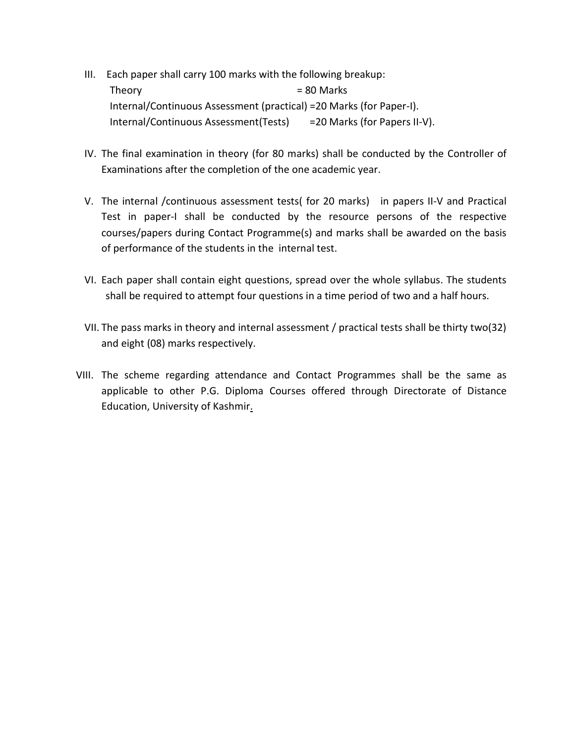III. Each paper shall carry 100 marks with the following breakup:

| | |
|---|---|
| Theory | = 80 Marks |
| Internal/Continuous Assessment (practical) | =20 Marks (for Paper-I). |
| Internal/Continuous Assessment(Tests) | =20 Marks (for Papers II-V). |

IV. The final examination in theory (for 80 marks) shall be conducted by the Controller of Examinations after the completion of the one academic year.

V. The internal /continuous assessment tests( for 20 marks) in papers II-V and Practical Test in paper-I shall be conducted by the resource persons of the respective courses/papers during Contact Programme(s) and marks shall be awarded on the basis of performance of the students in the internal test.

VI. Each paper shall contain eight questions, spread over the whole syllabus. The students shall be required to attempt four questions in a time period of two and a half hours.

VII. The pass marks in theory and internal assessment / practical tests shall be thirty two(32) and eight (08) marks respectively.

VIII. The scheme regarding attendance and Contact Programmes shall be the same as applicable to other P.G. Diploma Courses offered through Directorate of Distance Education, University of Kashmir.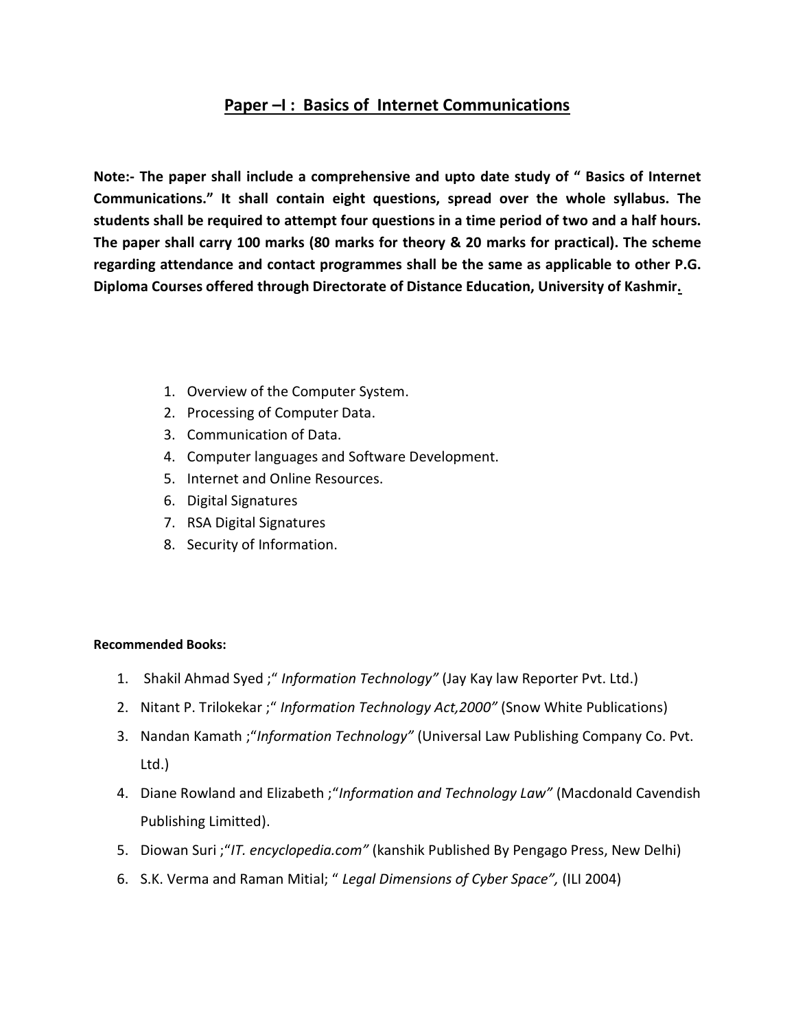## Paper –I : Basics of Internet Communications

**Note:- The paper shall include a comprehensive and upto date study of " Basics of Internet Communications." It shall contain eight questions, spread over the whole syllabus. The students shall be required to attempt four questions in a time period of two and a half hours. The paper shall carry 100 marks (80 marks for theory & 20 marks for practical). The scheme regarding attendance and contact programmes shall be the same as applicable to other P.G. Diploma Courses offered through Directorate of Distance Education, University of Kashmir.**

1. Overview of the Computer System.
2. Processing of Computer Data.
3. Communication of Data.
4. Computer languages and Software Development.
5. Internet and Online Resources.
6. Digital Signatures
7. RSA Digital Signatures
8. Security of Information.

**Recommended Books:**

1. Shakil Ahmad Syed ;" *Information Technology"* (Jay Kay law Reporter Pvt. Ltd.)
2. Nitant P. Trilokekar ;" *Information Technology Act,2000"* (Snow White Publications)
3. Nandan Kamath ;"*Information Technology"* (Universal Law Publishing Company Co. Pvt. Ltd.)
4. Diane Rowland and Elizabeth ;"*Information and Technology Law"* (Macdonald Cavendish Publishing Limitted).
5. Diowan Suri ;"*IT. encyclopedia.com"* (kanshik Published By Pengago Press, New Delhi)
6. S.K. Verma and Raman Mitial; " *Legal Dimensions of Cyber Space",* (ILI 2004)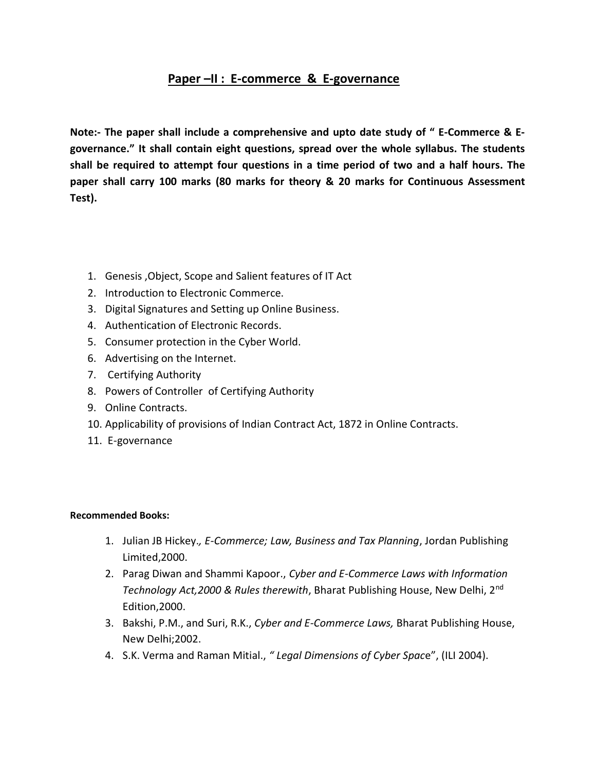## Paper –II : E-commerce & E-governance

**Note:- The paper shall include a comprehensive and upto date study of " E-Commerce & E-governance." It shall contain eight questions, spread over the whole syllabus. The students shall be required to attempt four questions in a time period of two and a half hours. The paper shall carry 100 marks (80 marks for theory & 20 marks for Continuous Assessment Test).**

1. Genesis ,Object, Scope and Salient features of IT Act
2. Introduction to Electronic Commerce.
3. Digital Signatures and Setting up Online Business.
4. Authentication of Electronic Records.
5. Consumer protection in the Cyber World.
6. Advertising on the Internet.
7. Certifying Authority
8. Powers of Controller of Certifying Authority
9. Online Contracts.
10. Applicability of provisions of Indian Contract Act, 1872 in Online Contracts.
11. E-governance

**Recommended Books:**

1. Julian JB Hickey*., E-Commerce; Law, Business and Tax Planning*, Jordan Publishing Limited,2000.
2. Parag Diwan and Shammi Kapoor., *Cyber and E-Commerce Laws with Information Technology Act,2000 & Rules therewith*, Bharat Publishing House, New Delhi, 2nd Edition,2000.
3. Bakshi, P.M., and Suri, R.K., *Cyber and E-Commerce Laws,* Bharat Publishing House, New Delhi;2002.
4. S.K. Verma and Raman Mitial., *" Legal Dimensions of Cyber Spac*e", (ILI 2004).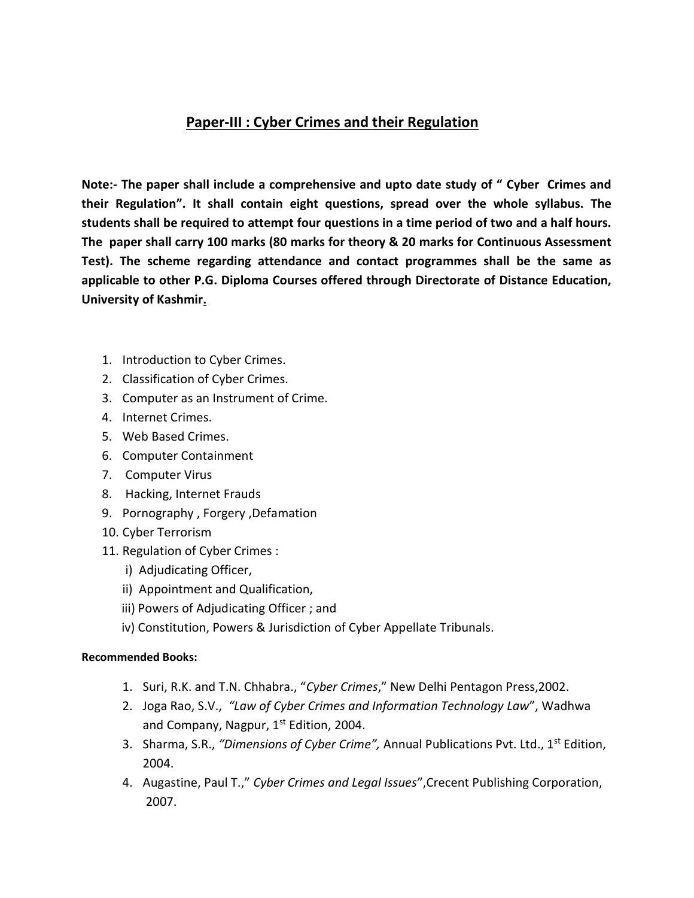## Paper-III : Cyber Crimes and their Regulation

**Note:- The paper shall include a comprehensive and upto date study of " Cyber Crimes and their Regulation". It shall contain eight questions, spread over the whole syllabus. The students shall be required to attempt four questions in a time period of two and a half hours. The paper shall carry 100 marks (80 marks for theory & 20 marks for Continuous Assessment Test). The scheme regarding attendance and contact programmes shall be the same as applicable to other P.G. Diploma Courses offered through Directorate of Distance Education, University of Kashmir.**

1. Introduction to Cyber Crimes.
2. Classification of Cyber Crimes.
3. Computer as an Instrument of Crime.
4. Internet Crimes.
5. Web Based Crimes.
6. Computer Containment
7. Computer Virus
8. Hacking, Internet Frauds
9. Pornography , Forgery ,Defamation
10. Cyber Terrorism
11. Regulation of Cyber Crimes :
    i) Adjudicating Officer,
    ii) Appointment and Qualification,
    iii) Powers of Adjudicating Officer ; and
    iv) Constitution, Powers & Jurisdiction of Cyber Appellate Tribunals.

**Recommended Books:**

1. Suri, R.K. and T.N. Chhabra., "*Cyber Crimes*," New Delhi Pentagon Press,2002.
2. Joga Rao, S.V., *"Law of Cyber Crimes and Information Technology Law*", Wadhwa and Company, Nagpur, 1st Edition, 2004.
3. Sharma, S.R., *"Dimensions of Cyber Crime",* Annual Publications Pvt. Ltd., 1st Edition, 2004.
4. Augastine, Paul T.," *Cyber Crimes and Legal Issues*",Crecent Publishing Corporation, 2007.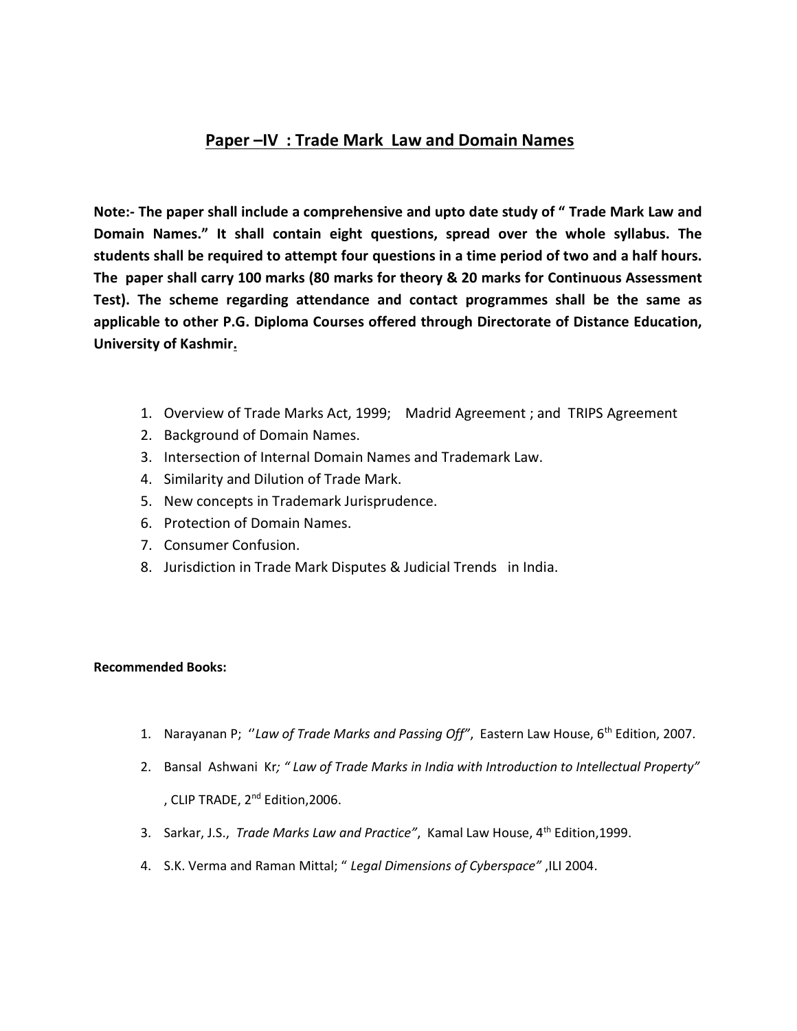## Paper –IV : Trade Mark Law and Domain Names

**Note:- The paper shall include a comprehensive and upto date study of " Trade Mark Law and Domain Names." It shall contain eight questions, spread over the whole syllabus. The students shall be required to attempt four questions in a time period of two and a half hours. The paper shall carry 100 marks (80 marks for theory & 20 marks for Continuous Assessment Test). The scheme regarding attendance and contact programmes shall be the same as applicable to other P.G. Diploma Courses offered through Directorate of Distance Education, University of Kashmir.**

1. Overview of Trade Marks Act, 1999; Madrid Agreement ; and TRIPS Agreement
2. Background of Domain Names.
3. Intersection of Internal Domain Names and Trademark Law.
4. Similarity and Dilution of Trade Mark.
5. New concepts in Trademark Jurisprudence.
6. Protection of Domain Names.
7. Consumer Confusion.
8. Jurisdiction in Trade Mark Disputes & Judicial Trends in India.

**Recommended Books:**

1. Narayanan P; ''*Law of Trade Marks and Passing Off"*, Eastern Law House, 6th Edition, 2007.
2. Bansal Ashwani Kr*; " Law of Trade Marks in India with Introduction to Intellectual Property"* , CLIP TRADE, 2nd Edition,2006.
3. Sarkar, J.S., *Trade Marks Law and Practice"*, Kamal Law House, 4th Edition,1999.
4. S.K. Verma and Raman Mittal; " *Legal Dimensions of Cyberspace"* ,ILI 2004.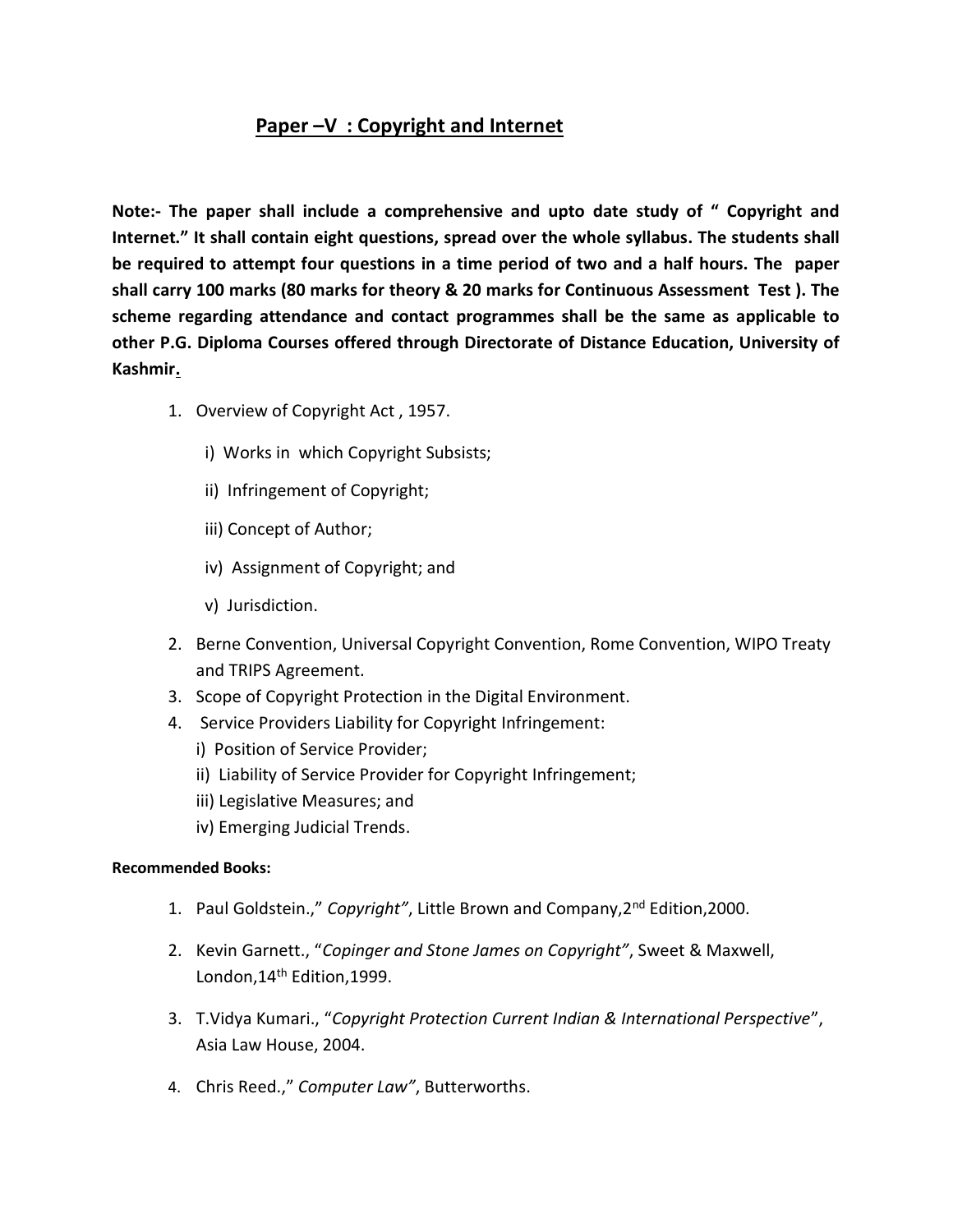## Paper –V : Copyright and Internet

**Note:- The paper shall include a comprehensive and upto date study of " Copyright and Internet." It shall contain eight questions, spread over the whole syllabus. The students shall be required to attempt four questions in a time period of two and a half hours. The paper shall carry 100 marks (80 marks for theory & 20 marks for Continuous Assessment Test ). The scheme regarding attendance and contact programmes shall be the same as applicable to other P.G. Diploma Courses offered through Directorate of Distance Education, University of Kashmir.**

1. Overview of Copyright Act , 1957.
   - i) Works in which Copyright Subsists;
   - ii) Infringement of Copyright;
   - iii) Concept of Author;
   - iv) Assignment of Copyright; and
   - v) Jurisdiction.
2. Berne Convention, Universal Copyright Convention, Rome Convention, WIPO Treaty and TRIPS Agreement.
3. Scope of Copyright Protection in the Digital Environment.
4. Service Providers Liability for Copyright Infringement:
   - i) Position of Service Provider;
   - ii) Liability of Service Provider for Copyright Infringement;
   - iii) Legislative Measures; and
   - iv) Emerging Judicial Trends.

**Recommended Books:**

1. Paul Goldstein.," *Copyright"*, Little Brown and Company,2nd Edition,2000.
2. Kevin Garnett., "*Copinger and Stone James on Copyright"*, Sweet & Maxwell, London,14th Edition,1999.
3. T.Vidya Kumari., "*Copyright Protection Current Indian & International Perspective*", Asia Law House, 2004.
4. Chris Reed.," *Computer Law"*, Butterworths.